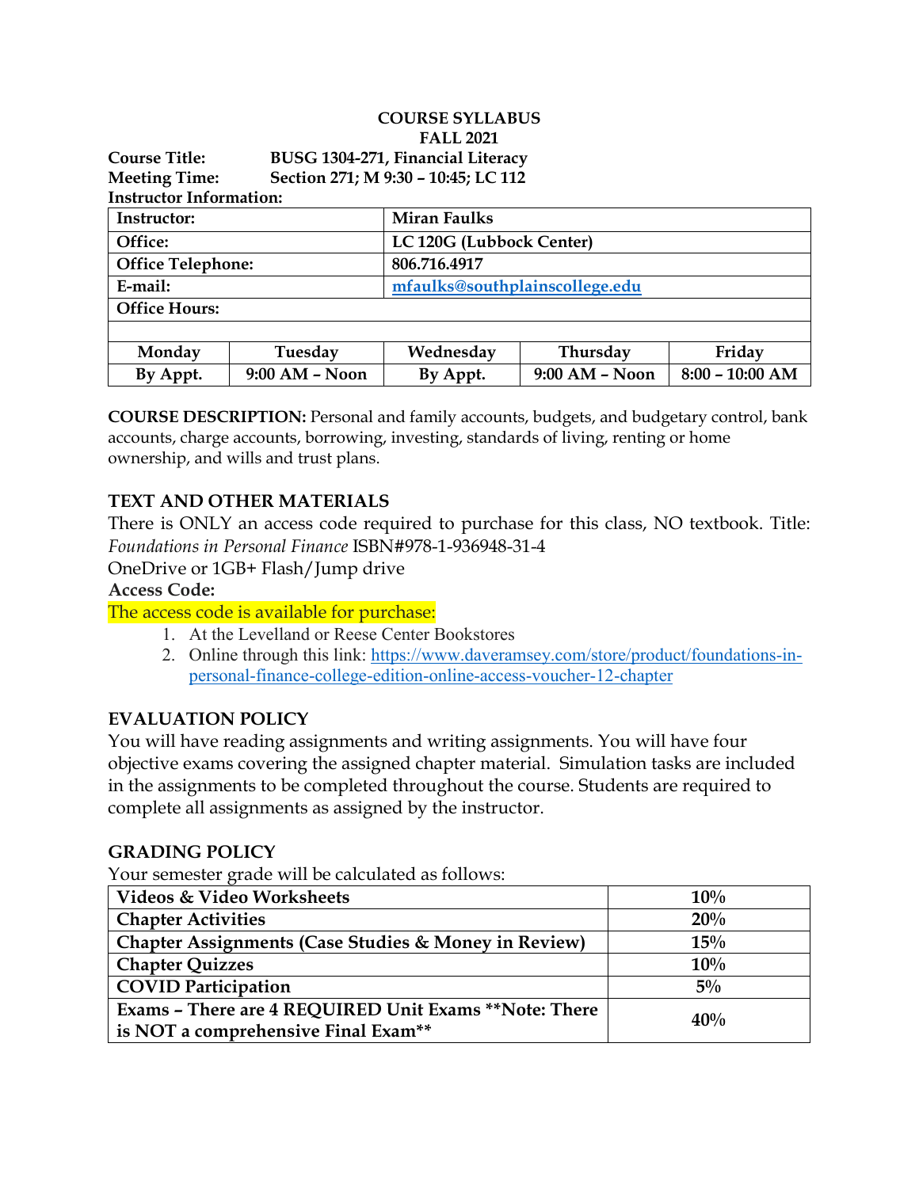**COURSE SYLLABUS**
**FALL 2021**

**Course Title:** **BUSG 1304-271, Financial Literacy**
**Meeting Time:** **Section 271; M 9:30 – 10:45; LC 112**
**Instructor Information:**

| **Instructor:** | **Miran Faulks** |
|---|---|
| **Office:** | **LC 120G (Lubbock Center)** |
| **Office Telephone:** | **806.716.4917** |
| **E-mail:** | **mfaulks@southplainscollege.edu** |
| **Office Hours:** | |

| Monday | Tuesday | Wednesday | Thursday | Friday |
|---|---|---|---|---|
| By Appt. | 9:00 AM – Noon | By Appt. | 9:00 AM – Noon | 8:00 – 10:00 AM |

**COURSE DESCRIPTION:** Personal and family accounts, budgets, and budgetary control, bank accounts, charge accounts, borrowing, investing, standards of living, renting or home ownership, and wills and trust plans.

## TEXT AND OTHER MATERIALS

There is ONLY an access code required to purchase for this class, NO textbook. Title: *Foundations in Personal Finance* ISBN#978-1-936948-31-4
OneDrive or 1GB+ Flash/Jump drive

**Access Code:**

The access code is available for purchase:

1. At the Levelland or Reese Center Bookstores
2. Online through this link: https://www.daveramsey.com/store/product/foundations-in-personal-finance-college-edition-online-access-voucher-12-chapter

## EVALUATION POLICY

You will have reading assignments and writing assignments. You will have four objective exams covering the assigned chapter material. Simulation tasks are included in the assignments to be completed throughout the course. Students are required to complete all assignments as assigned by the instructor.

## GRADING POLICY

Your semester grade will be calculated as follows:

| Component | Weight |
|---|---|
| **Videos & Video Worksheets** | **10%** |
| **Chapter Activities** | **20%** |
| **Chapter Assignments (Case Studies & Money in Review)** | **15%** |
| **Chapter Quizzes** | **10%** |
| **COVID Participation** | **5%** |
| **Exams – There are 4 REQUIRED Unit Exams \*\*Note: There is NOT a comprehensive Final Exam\*\*** | **40%** |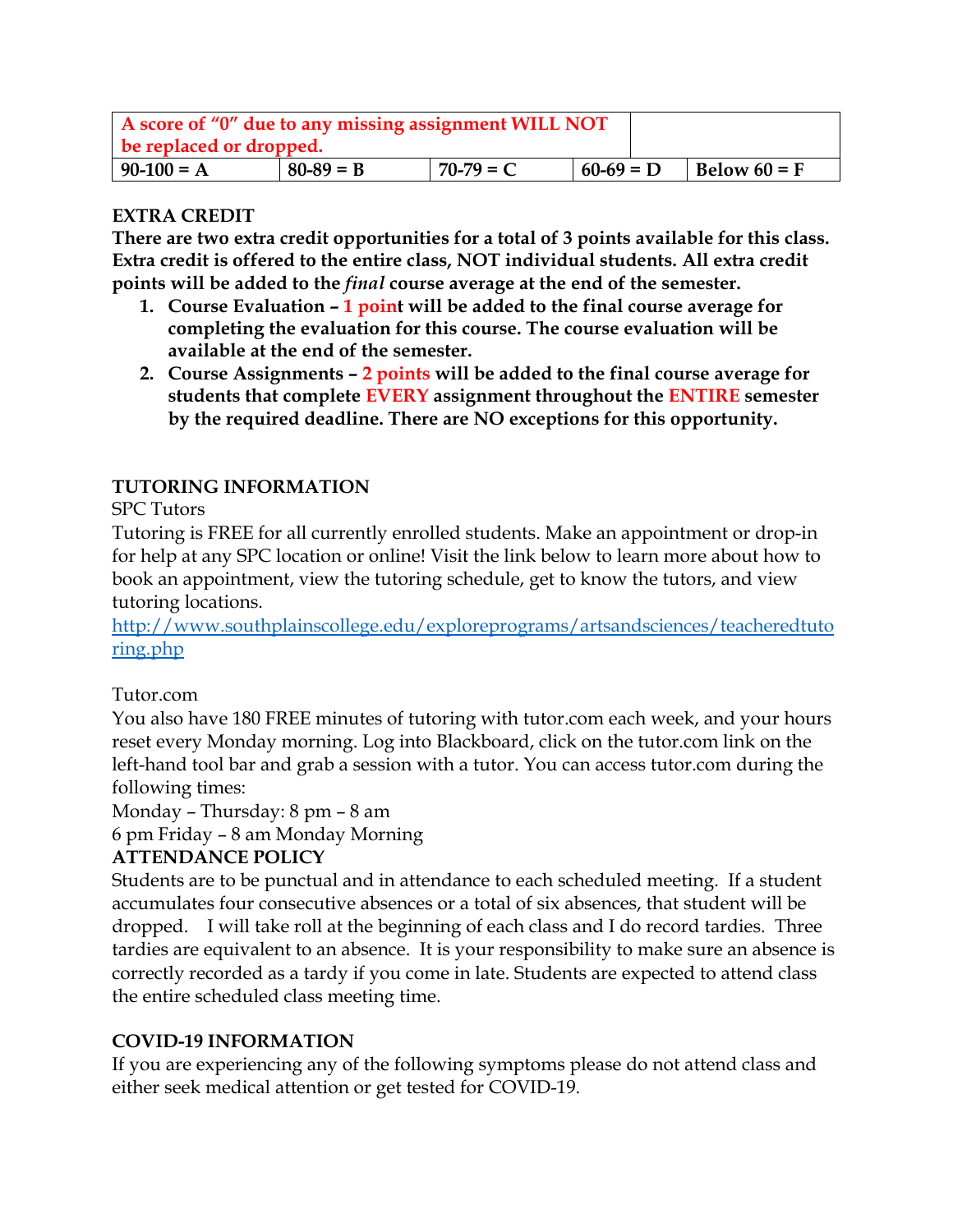| A score of "0" due to any missing assignment WILL NOT be replaced or dropped. | | | | |
|---|---|---|---|---|
| 90-100 = A | 80-89 = B | 70-79 = C | 60-69 = D | Below 60 = F |

**EXTRA CREDIT**

**There are two extra credit opportunities for a total of 3 points available for this class. Extra credit is offered to the entire class, NOT individual students. All extra credit points will be added to the *final* course average at the end of the semester.**

1. **Course Evaluation – 1 point will be added to the final course average for completing the evaluation for this course. The course evaluation will be available at the end of the semester.**
2. **Course Assignments – 2 points will be added to the final course average for students that complete EVERY assignment throughout the ENTIRE semester by the required deadline. There are NO exceptions for this opportunity.**

**TUTORING INFORMATION**

SPC Tutors

Tutoring is FREE for all currently enrolled students. Make an appointment or drop-in for help at any SPC location or online! Visit the link below to learn more about how to book an appointment, view the tutoring schedule, get to know the tutors, and view tutoring locations.

http://www.southplainscollege.edu/exploreprograms/artsandsciences/teacheredtutoring.php

Tutor.com

You also have 180 FREE minutes of tutoring with tutor.com each week, and your hours reset every Monday morning. Log into Blackboard, click on the tutor.com link on the left-hand tool bar and grab a session with a tutor. You can access tutor.com during the following times:

Monday – Thursday: 8 pm – 8 am

6 pm Friday – 8 am Monday Morning

**ATTENDANCE POLICY**

Students are to be punctual and in attendance to each scheduled meeting. If a student accumulates four consecutive absences or a total of six absences, that student will be dropped. I will take roll at the beginning of each class and I do record tardies. Three tardies are equivalent to an absence. It is your responsibility to make sure an absence is correctly recorded as a tardy if you come in late. Students are expected to attend class the entire scheduled class meeting time.

**COVID-19 INFORMATION**

If you are experiencing any of the following symptoms please do not attend class and either seek medical attention or get tested for COVID-19.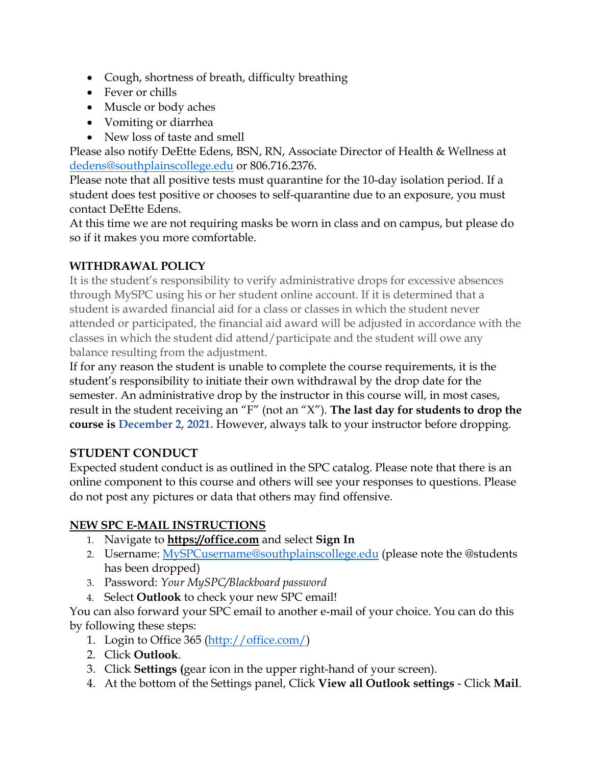- Cough, shortness of breath, difficulty breathing
- Fever or chills
- Muscle or body aches
- Vomiting or diarrhea
- New loss of taste and smell

Please also notify DeEtte Edens, BSN, RN, Associate Director of Health & Wellness at dedens@southplainscollege.edu or 806.716.2376.

Please note that all positive tests must quarantine for the 10-day isolation period. If a student does test positive or chooses to self-quarantine due to an exposure, you must contact DeEtte Edens.

At this time we are not requiring masks be worn in class and on campus, but please do so if it makes you more comfortable.

## WITHDRAWAL POLICY

It is the student's responsibility to verify administrative drops for excessive absences through MySPC using his or her student online account. If it is determined that a student is awarded financial aid for a class or classes in which the student never attended or participated, the financial aid award will be adjusted in accordance with the classes in which the student did attend/participate and the student will owe any balance resulting from the adjustment.

If for any reason the student is unable to complete the course requirements, it is the student's responsibility to initiate their own withdrawal by the drop date for the semester. An administrative drop by the instructor in this course will, in most cases, result in the student receiving an "F" (not an "X"). **The last day for students to drop the course is December 2, 2021.** However, always talk to your instructor before dropping.

## STUDENT CONDUCT

Expected student conduct is as outlined in the SPC catalog. Please note that there is an online component to this course and others will see your responses to questions. Please do not post any pictures or data that others may find offensive.

## NEW SPC E-MAIL INSTRUCTIONS

1. Navigate to **https://office.com** and select **Sign In**
2. Username: MySPCusername@southplainscollege.edu (please note the @students has been dropped)
3. Password: *Your MySPC/Blackboard password*
4. Select **Outlook** to check your new SPC email!

You can also forward your SPC email to another e-mail of your choice. You can do this by following these steps:

1. Login to Office 365 (http://office.com/)
2. Click **Outlook**.
3. Click **Settings (**gear icon in the upper right-hand of your screen).
4. At the bottom of the Settings panel, Click **View all Outlook settings** - Click **Mail**.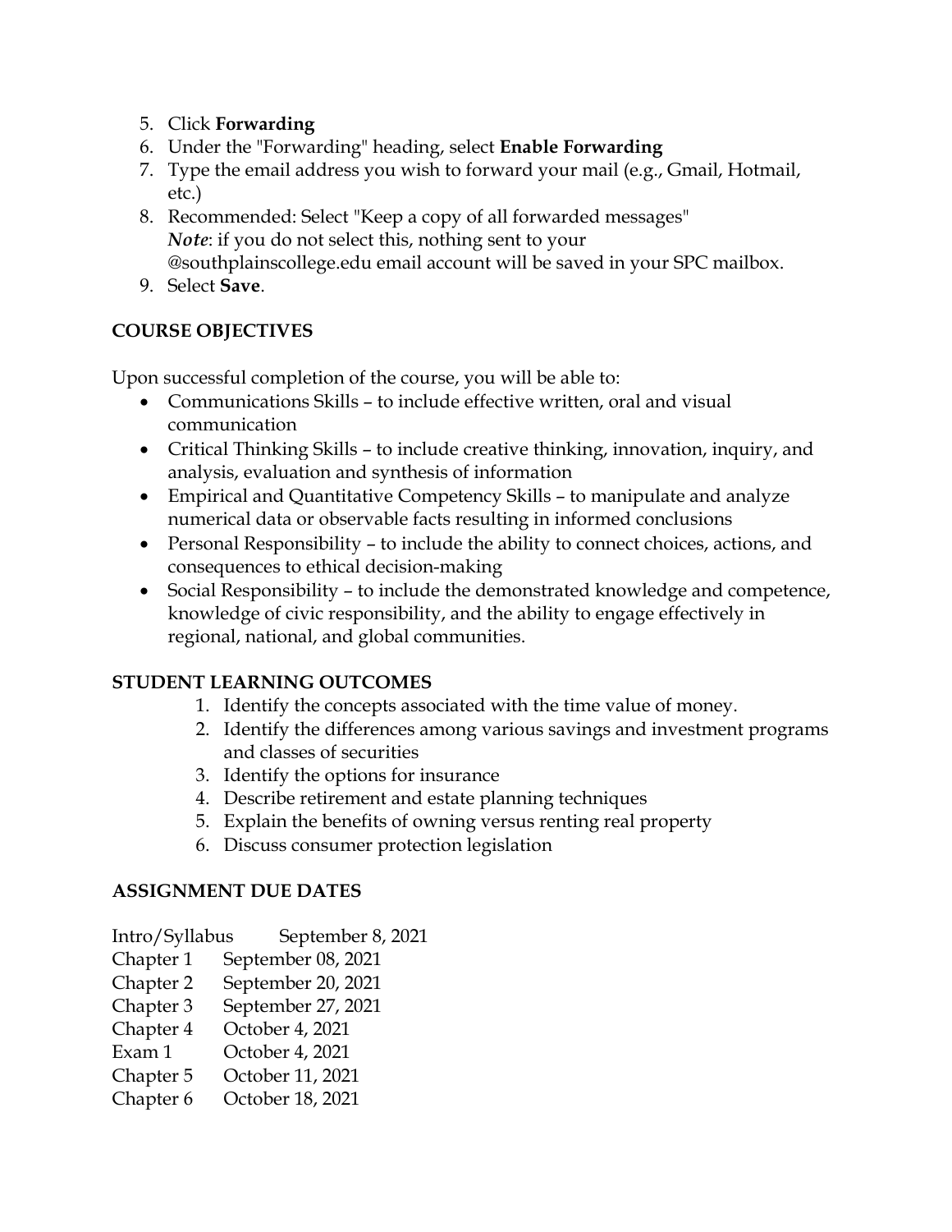5. Click **Forwarding**
6. Under the "Forwarding" heading, select **Enable Forwarding**
7. Type the email address you wish to forward your mail (e.g., Gmail, Hotmail, etc.)
8. Recommended: Select "Keep a copy of all forwarded messages"
   ***Note***: if you do not select this, nothing sent to your @southplainscollege.edu email account will be saved in your SPC mailbox.
9. Select **Save**.

**COURSE OBJECTIVES**

Upon successful completion of the course, you will be able to:

- Communications Skills – to include effective written, oral and visual communication
- Critical Thinking Skills – to include creative thinking, innovation, inquiry, and analysis, evaluation and synthesis of information
- Empirical and Quantitative Competency Skills – to manipulate and analyze numerical data or observable facts resulting in informed conclusions
- Personal Responsibility – to include the ability to connect choices, actions, and consequences to ethical decision-making
- Social Responsibility – to include the demonstrated knowledge and competence, knowledge of civic responsibility, and the ability to engage effectively in regional, national, and global communities.

**STUDENT LEARNING OUTCOMES**

1. Identify the concepts associated with the time value of money.
2. Identify the differences among various savings and investment programs and classes of securities
3. Identify the options for insurance
4. Describe retirement and estate planning techniques
5. Explain the benefits of owning versus renting real property
6. Discuss consumer protection legislation

**ASSIGNMENT DUE DATES**

Intro/Syllabus September 8, 2021
Chapter 1 September 08, 2021
Chapter 2 September 20, 2021
Chapter 3 September 27, 2021
Chapter 4 October 4, 2021
Exam 1 October 4, 2021
Chapter 5 October 11, 2021
Chapter 6 October 18, 2021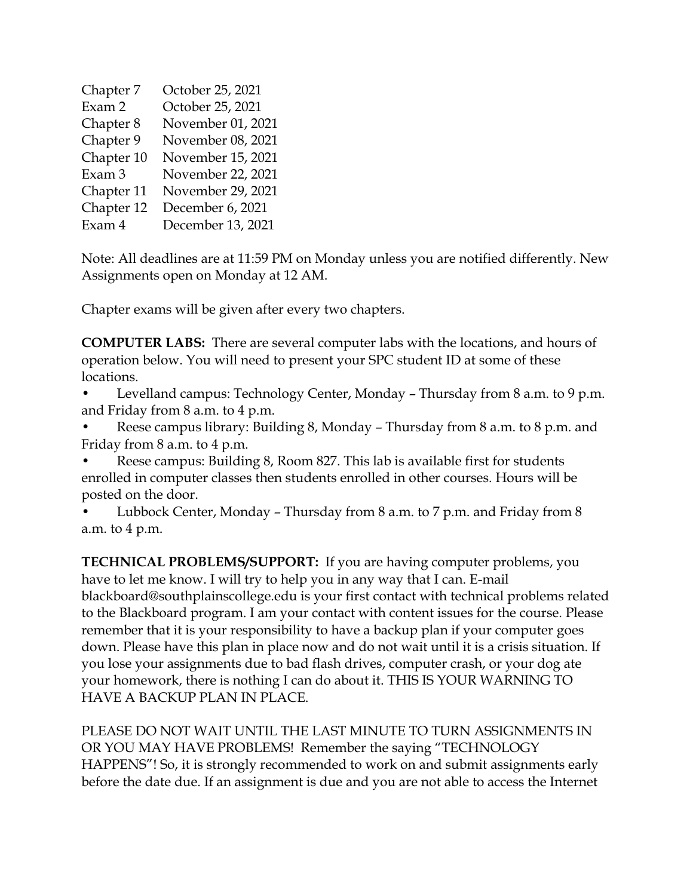| | |
|---|---|
| Chapter 7 | October 25, 2021 |
| Exam 2 | October 25, 2021 |
| Chapter 8 | November 01, 2021 |
| Chapter 9 | November 08, 2021 |
| Chapter 10 | November 15, 2021 |
| Exam 3 | November 22, 2021 |
| Chapter 11 | November 29, 2021 |
| Chapter 12 | December 6, 2021 |
| Exam 4 | December 13, 2021 |

Note: All deadlines are at 11:59 PM on Monday unless you are notified differently. New Assignments open on Monday at 12 AM.

Chapter exams will be given after every two chapters.

**COMPUTER LABS:** There are several computer labs with the locations, and hours of operation below. You will need to present your SPC student ID at some of these locations.

- Levelland campus: Technology Center, Monday – Thursday from 8 a.m. to 9 p.m. and Friday from 8 a.m. to 4 p.m.
- Reese campus library: Building 8, Monday – Thursday from 8 a.m. to 8 p.m. and Friday from 8 a.m. to 4 p.m.
- Reese campus: Building 8, Room 827. This lab is available first for students enrolled in computer classes then students enrolled in other courses. Hours will be posted on the door.
- Lubbock Center, Monday – Thursday from 8 a.m. to 7 p.m. and Friday from 8 a.m. to 4 p.m.

**TECHNICAL PROBLEMS/SUPPORT:** If you are having computer problems, you have to let me know. I will try to help you in any way that I can. E-mail blackboard@southplainscollege.edu is your first contact with technical problems related to the Blackboard program. I am your contact with content issues for the course. Please remember that it is your responsibility to have a backup plan if your computer goes down. Please have this plan in place now and do not wait until it is a crisis situation. If you lose your assignments due to bad flash drives, computer crash, or your dog ate your homework, there is nothing I can do about it. THIS IS YOUR WARNING TO HAVE A BACKUP PLAN IN PLACE.

PLEASE DO NOT WAIT UNTIL THE LAST MINUTE TO TURN ASSIGNMENTS IN OR YOU MAY HAVE PROBLEMS! Remember the saying "TECHNOLOGY HAPPENS"! So, it is strongly recommended to work on and submit assignments early before the date due. If an assignment is due and you are not able to access the Internet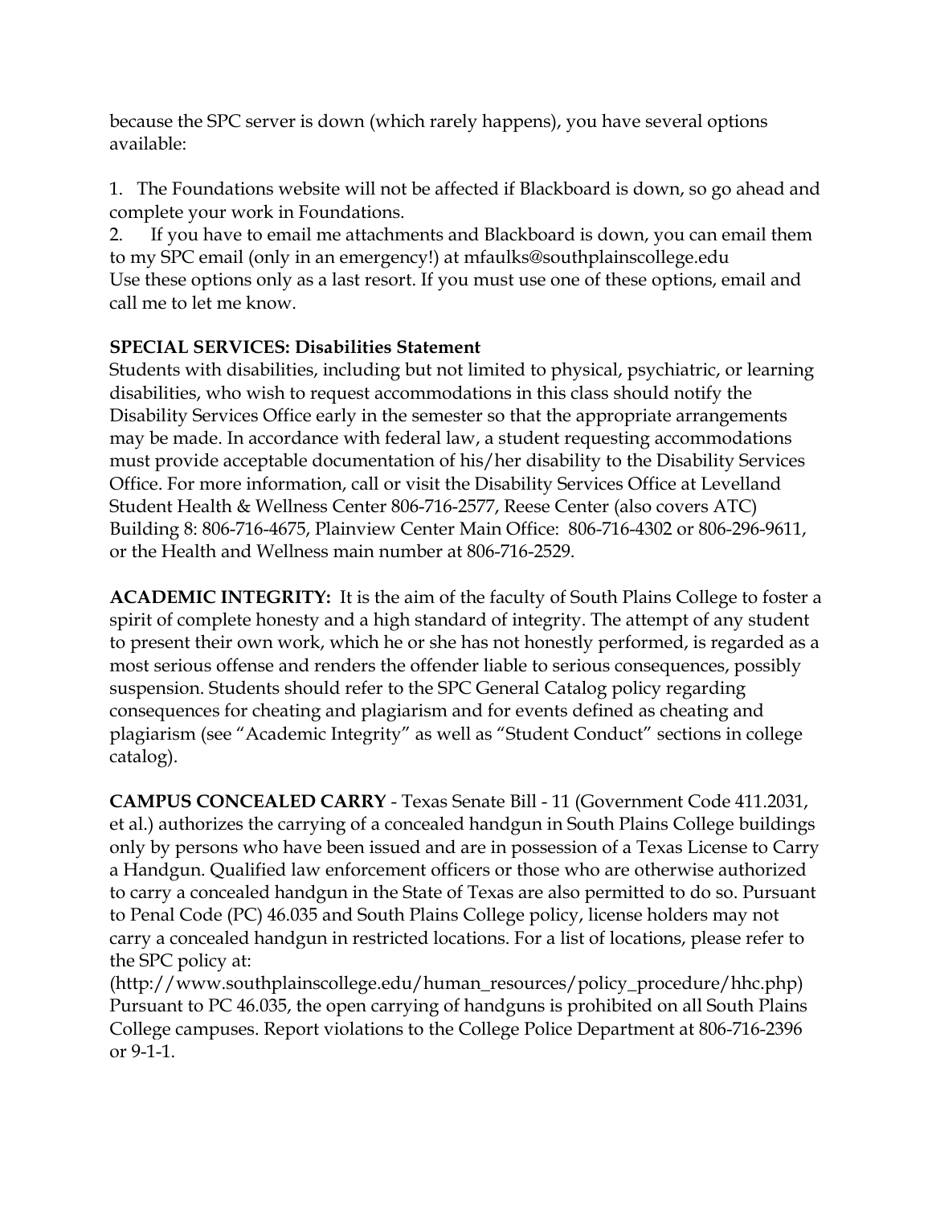because the SPC server is down (which rarely happens), you have several options available:

1. The Foundations website will not be affected if Blackboard is down, so go ahead and complete your work in Foundations.
2. If you have to email me attachments and Blackboard is down, you can email them to my SPC email (only in an emergency!) at mfaulks@southplainscollege.edu

Use these options only as a last resort. If you must use one of these options, email and call me to let me know.

**SPECIAL SERVICES: Disabilities Statement**
Students with disabilities, including but not limited to physical, psychiatric, or learning disabilities, who wish to request accommodations in this class should notify the Disability Services Office early in the semester so that the appropriate arrangements may be made. In accordance with federal law, a student requesting accommodations must provide acceptable documentation of his/her disability to the Disability Services Office. For more information, call or visit the Disability Services Office at Levelland Student Health & Wellness Center 806-716-2577, Reese Center (also covers ATC) Building 8: 806-716-4675, Plainview Center Main Office: 806-716-4302 or 806-296-9611, or the Health and Wellness main number at 806-716-2529.

**ACADEMIC INTEGRITY:** It is the aim of the faculty of South Plains College to foster a spirit of complete honesty and a high standard of integrity. The attempt of any student to present their own work, which he or she has not honestly performed, is regarded as a most serious offense and renders the offender liable to serious consequences, possibly suspension. Students should refer to the SPC General Catalog policy regarding consequences for cheating and plagiarism and for events defined as cheating and plagiarism (see "Academic Integrity" as well as "Student Conduct" sections in college catalog).

**CAMPUS CONCEALED CARRY** - Texas Senate Bill - 11 (Government Code 411.2031, et al.) authorizes the carrying of a concealed handgun in South Plains College buildings only by persons who have been issued and are in possession of a Texas License to Carry a Handgun. Qualified law enforcement officers or those who are otherwise authorized to carry a concealed handgun in the State of Texas are also permitted to do so. Pursuant to Penal Code (PC) 46.035 and South Plains College policy, license holders may not carry a concealed handgun in restricted locations. For a list of locations, please refer to the SPC policy at:
(http://www.southplainscollege.edu/human_resources/policy_procedure/hhc.php)
Pursuant to PC 46.035, the open carrying of handguns is prohibited on all South Plains College campuses. Report violations to the College Police Department at 806-716-2396 or 9-1-1.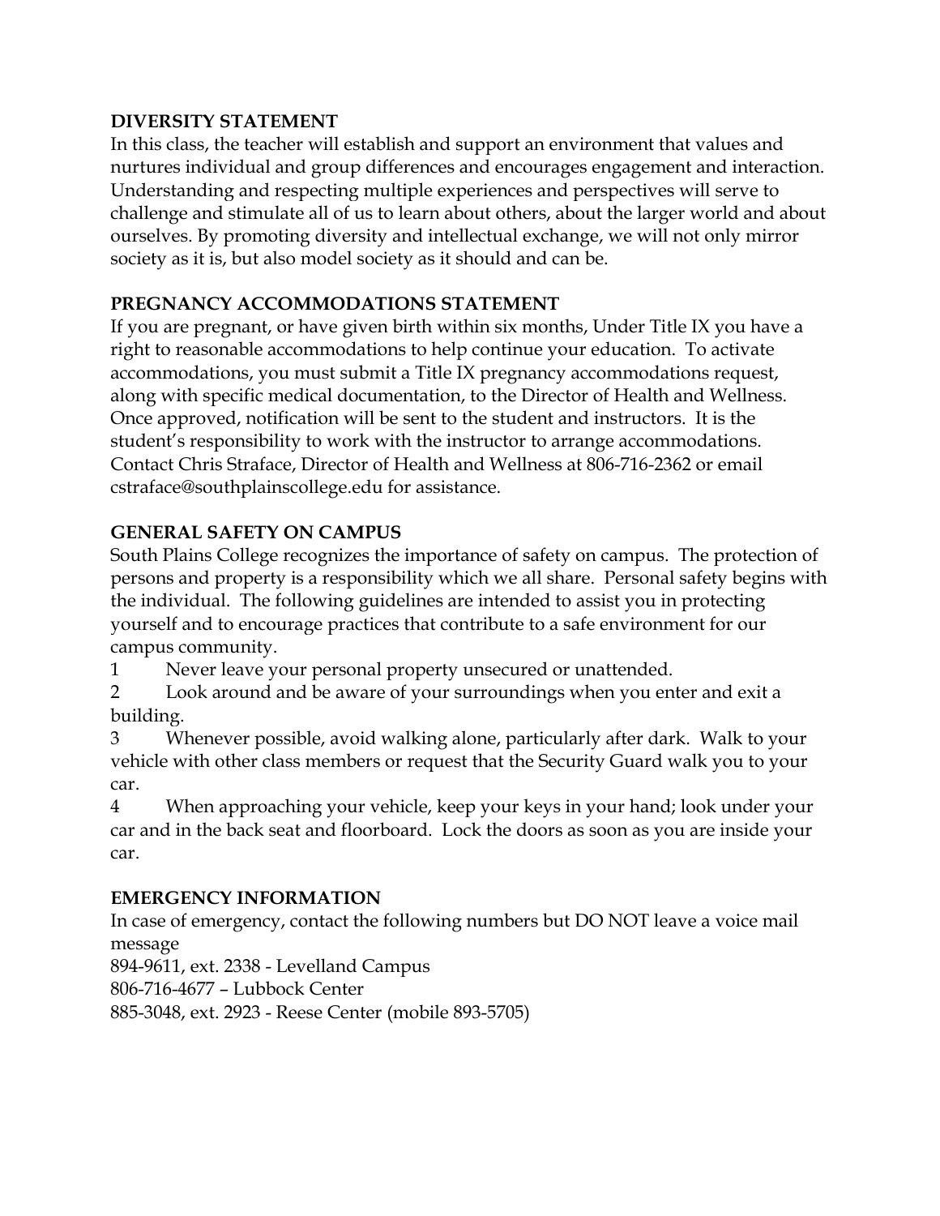## DIVERSITY STATEMENT

In this class, the teacher will establish and support an environment that values and nurtures individual and group differences and encourages engagement and interaction. Understanding and respecting multiple experiences and perspectives will serve to challenge and stimulate all of us to learn about others, about the larger world and about ourselves. By promoting diversity and intellectual exchange, we will not only mirror society as it is, but also model society as it should and can be.

## PREGNANCY ACCOMMODATIONS STATEMENT

If you are pregnant, or have given birth within six months, Under Title IX you have a right to reasonable accommodations to help continue your education. To activate accommodations, you must submit a Title IX pregnancy accommodations request, along with specific medical documentation, to the Director of Health and Wellness. Once approved, notification will be sent to the student and instructors. It is the student's responsibility to work with the instructor to arrange accommodations. Contact Chris Straface, Director of Health and Wellness at 806-716-2362 or email cstraface@southplainscollege.edu for assistance.

## GENERAL SAFETY ON CAMPUS

South Plains College recognizes the importance of safety on campus. The protection of persons and property is a responsibility which we all share. Personal safety begins with the individual. The following guidelines are intended to assist you in protecting yourself and to encourage practices that contribute to a safe environment for our campus community.

1. Never leave your personal property unsecured or unattended.
2. Look around and be aware of your surroundings when you enter and exit a building.
3. Whenever possible, avoid walking alone, particularly after dark. Walk to your vehicle with other class members or request that the Security Guard walk you to your car.
4. When approaching your vehicle, keep your keys in your hand; look under your car and in the back seat and floorboard. Lock the doors as soon as you are inside your car.

## EMERGENCY INFORMATION

In case of emergency, contact the following numbers but DO NOT leave a voice mail message

894-9611, ext. 2338 - Levelland Campus

806-716-4677 – Lubbock Center

885-3048, ext. 2923 - Reese Center (mobile 893-5705)